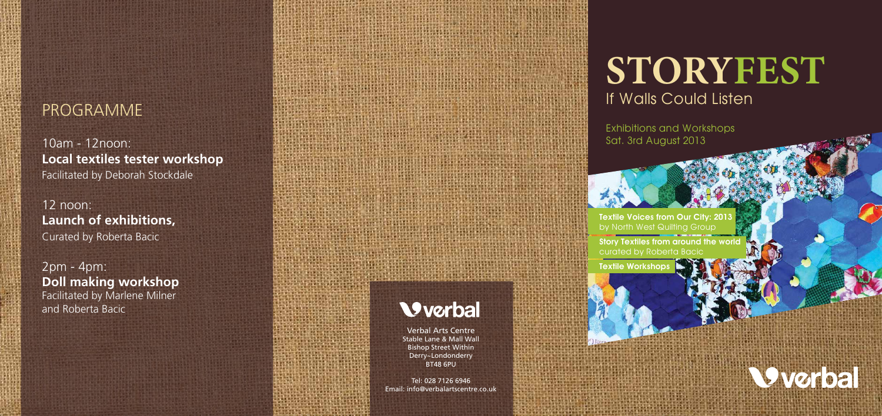## PROGRAMME

10am - 12noon:
**Local textiles tester workshop**
Facilitated by Deborah Stockdale

12 noon:
**Launch of exhibitions,**
Curated by Roberta Bacic

2pm - 4pm:
**Doll making workshop**
Facilitated by Marlene Milner and Roberta Bacic

verbal

Verbal Arts Centre
Stable Lane & Mall Wall
Bishop Street Within
Derry~Londonderry
BT48 6PU

Tel: 028 7126 6946
Email: info@verbalartscentre.co.uk

# STORYFEST

## If Walls Could Listen

Exhibitions and Workshops
Sat. 3rd August 2013

**Textile Voices from Our City: 2013**
by North West Quilting Group

**Story Textiles from around the world**
curated by Roberta Bacic

**Textile Workshops**

verbal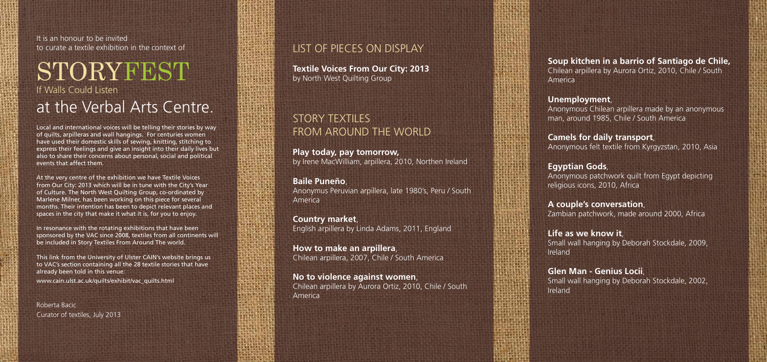It is an honour to be invited to curate a textile exhibition in the context of

# STORYFEST

If Walls Could Listen

## at the Verbal Arts Centre.

Local and international voices will be telling their stories by way of quilts, arpilleras and wall hangings. For centuries women have used their domestic skills of sewing, knitting, stitching to express their feelings and give an insight into their daily lives but also to share their concerns about personal, social and political events that affect them.

At the very centre of the exhibition we have Textile Voices from Our City: 2013 which will be in tune with the City's Year of Culture. The North West Quilting Group, co-ordinated by Marlene Milner, has been working on this piece for several months. Their intention has been to depict relevant places and spaces in the city that make it what it is, for you to enjoy.

In resonance with the rotating exhibitions that have been sponsored by the VAC since 2008, textiles from all continents will be included in Story Textiles From Around The world.

This link from the University of Ulster CAIN's website brings us to VAC's section containing all the 28 textile stories that have already been told in this venue:
www.cain.ulst.ac.uk/quilts/exhibit/vac_quilts.html

Roberta Bacic
Curator of textiles, July 2013

## LIST OF PIECES ON DISPLAY

**Textile Voices From Our City: 2013**
by North West Quilting Group

## STORY TEXTILES FROM AROUND THE WORLD

**Play today, pay tomorrow,**
by Irene MacWilliam, arpillera, 2010, Northen Ireland

**Baile Puneño**,
Anonymus Peruvian arpillera, late 1980's, Peru / South America

**Country market**,
English arpillera by Linda Adams, 2011, England

**How to make an arpillera**,
Chilean arpillera, 2007, Chile / South America

**No to violence against women**,
Chilean arpillera by Aurora Ortiz, 2010, Chile / South America

**Soup kitchen in a barrio of Santiago de Chile,**
Chilean arpillera by Aurora Ortiz, 2010, Chile / South America

**Unemployment**,
Anonymous Chilean arpillera made by an anonymous man, around 1985, Chile / South America

**Camels for daily transport**,
Anonymous felt textile from Kyrgyzstan, 2010, Asia

**Egyptian Gods**,
Anonymous patchwork quilt from Egypt depicting religious icons, 2010, Africa

**A couple's conversation**,
Zambian patchwork, made around 2000, Africa

**Life as we know it**,
Small wall hanging by Deborah Stockdale, 2009, Ireland

**Glen Man - Genius Locii**,
Small wall hanging by Deborah Stockdale, 2002, Ireland